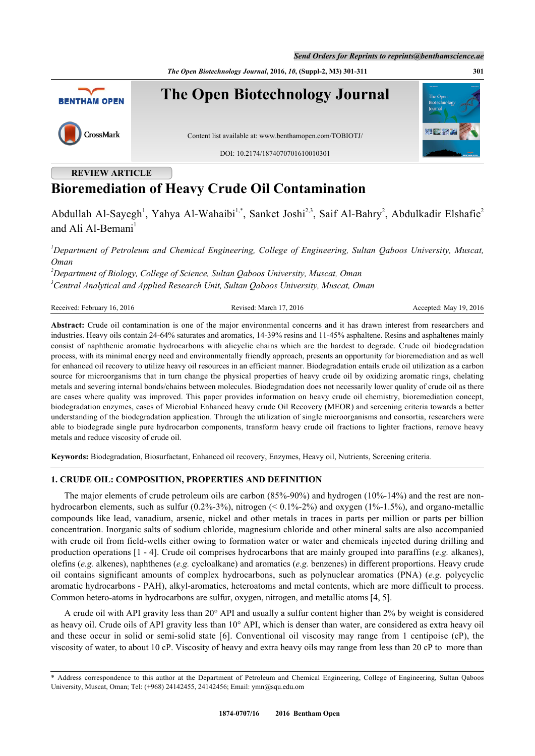REVIEW ARTICLE

# Bioremediation of Heavy Crude Oil Contamination

Abdullah Al-Sayegh[1], Yahya Al-Wahaibi[1,*], Sanket Joshi[2,3], Saif Al-Bahry[2], Abdulkadir Elshafie[2] and Ali Al-Bemani[1]

[1]*Department of Petroleum and Chemical Engineering, College of Engineering, Sultan Qaboos University, Muscat, Oman*

[2]*Department of Biology, College of Science, Sultan Qaboos University, Muscat, Oman*

[3]*Central Analytical and Applied Research Unit, Sultan Qaboos University, Muscat, Oman*

Received: February 16, 2016 Revised: March 17, 2016 Accepted: May 19, 2016

**Abstract:** Crude oil contamination is one of the major environmental concerns and it has drawn interest from researchers and industries. Heavy oils contain 24-64% saturates and aromatics, 14-39% resins and 11-45% asphaltene. Resins and asphaltenes mainly consist of naphthenic aromatic hydrocarbons with alicyclic chains which are the hardest to degrade. Crude oil biodegradation process, with its minimal energy need and environmentally friendly approach, presents an opportunity for bioremediation and as well for enhanced oil recovery to utilize heavy oil resources in an efficient manner. Biodegradation entails crude oil utilization as a carbon source for microorganisms that in turn change the physical properties of heavy crude oil by oxidizing aromatic rings, chelating metals and severing internal bonds/chains between molecules. Biodegradation does not necessarily lower quality of crude oil as there are cases where quality was improved. This paper provides information on heavy crude oil chemistry, bioremediation concept, biodegradation enzymes, cases of Microbial Enhanced heavy crude Oil Recovery (MEOR) and screening criteria towards a better understanding of the biodegradation application. Through the utilization of single microorganisms and consortia, researchers were able to biodegrade single pure hydrocarbon components, transform heavy crude oil fractions to lighter fractions, remove heavy metals and reduce viscosity of crude oil.

**Keywords:** Biodegradation, Biosurfactant, Enhanced oil recovery, Enzymes, Heavy oil, Nutrients, Screening criteria.

## 1. CRUDE OIL: COMPOSITION, PROPERTIES AND DEFINITION

The major elements of crude petroleum oils are carbon (85%-90%) and hydrogen (10%-14%) and the rest are non-hydrocarbon elements, such as sulfur (0.2%-3%), nitrogen (< 0.1%-2%) and oxygen (1%-1.5%), and organo-metallic compounds like lead, vanadium, arsenic, nickel and other metals in traces in parts per million or parts per billion concentration. Inorganic salts of sodium chloride, magnesium chloride and other mineral salts are also accompanied with crude oil from field-wells either owing to formation water or water and chemicals injected during drilling and production operations [1 - 4]. Crude oil comprises hydrocarbons that are mainly grouped into paraffins (*e.g.* alkanes), olefins (*e.g.* alkenes), naphthenes (*e.g.* cycloalkane) and aromatics (*e.g.* benzenes) in different proportions. Heavy crude oil contains significant amounts of complex hydrocarbons, such as polynuclear aromatics (PNA) (*e.g.* polycyclic aromatic hydrocarbons - PAH), alkyl-aromatics, heteroatoms and metal contents, which are more difficult to process. Common hetero-atoms in hydrocarbons are sulfur, oxygen, nitrogen, and metallic atoms [4, 5].

A crude oil with API gravity less than 20° API and usually a sulfur content higher than 2% by weight is considered as heavy oil. Crude oils of API gravity less than 10° API, which is denser than water, are considered as extra heavy oil and these occur in solid or semi-solid state [6]. Conventional oil viscosity may range from 1 centipoise (cP), the viscosity of water, to about 10 cP. Viscosity of heavy and extra heavy oils may range from less than 20 cP to more than

\* Address correspondence to this author at the Department of Petroleum and Chemical Engineering, College of Engineering, Sultan Qaboos University, Muscat, Oman; Tel: (+968) 24142455, 24142456; Email: ymn@squ.edu.om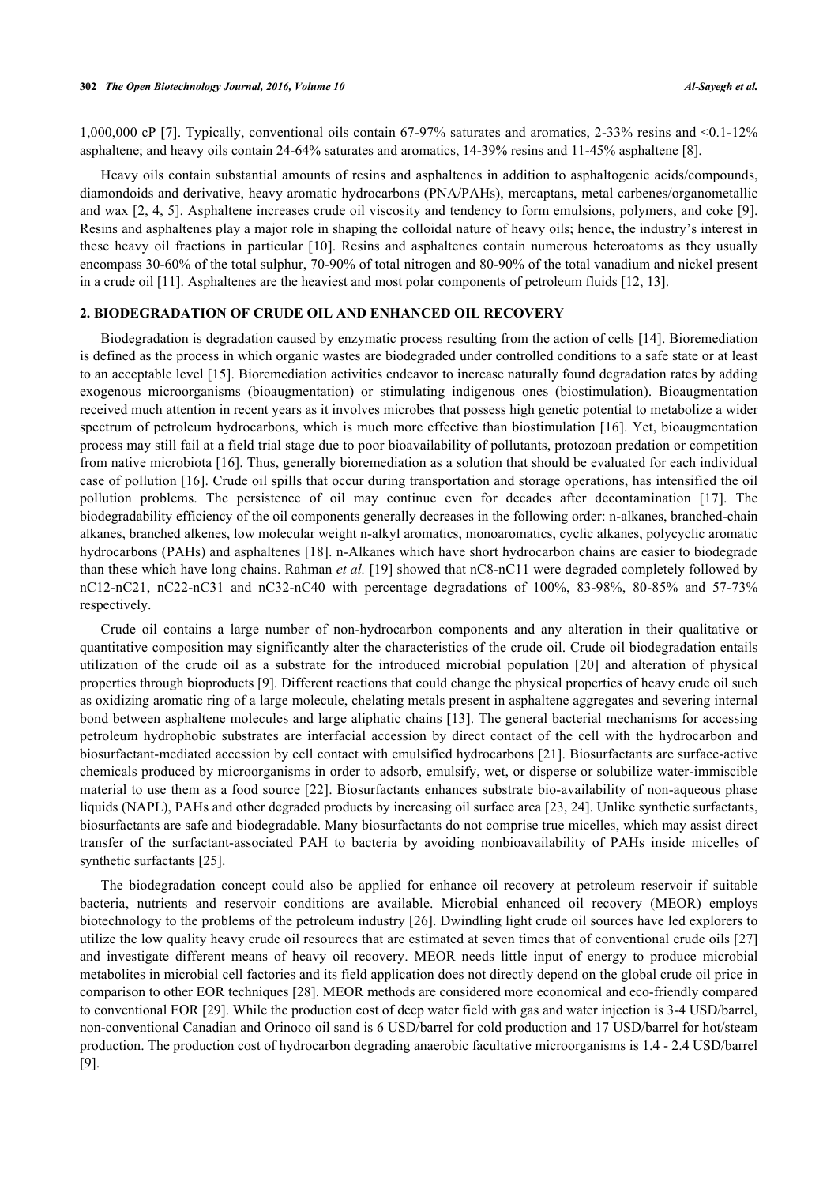1,000,000 cP [7]. Typically, conventional oils contain 67-97% saturates and aromatics, 2-33% resins and <0.1-12% asphaltene; and heavy oils contain 24-64% saturates and aromatics, 14-39% resins and 11-45% asphaltene [8].

Heavy oils contain substantial amounts of resins and asphaltenes in addition to asphaltogenic acids/compounds, diamondoids and derivative, heavy aromatic hydrocarbons (PNA/PAHs), mercaptans, metal carbenes/organometallic and wax [2, 4, 5]. Asphaltene increases crude oil viscosity and tendency to form emulsions, polymers, and coke [9]. Resins and asphaltenes play a major role in shaping the colloidal nature of heavy oils; hence, the industry's interest in these heavy oil fractions in particular [10]. Resins and asphaltenes contain numerous heteroatoms as they usually encompass 30-60% of the total sulphur, 70-90% of total nitrogen and 80-90% of the total vanadium and nickel present in a crude oil [11]. Asphaltenes are the heaviest and most polar components of petroleum fluids [12, 13].

## 2. BIODEGRADATION OF CRUDE OIL AND ENHANCED OIL RECOVERY

Biodegradation is degradation caused by enzymatic process resulting from the action of cells [14]. Bioremediation is defined as the process in which organic wastes are biodegraded under controlled conditions to a safe state or at least to an acceptable level [15]. Bioremediation activities endeavor to increase naturally found degradation rates by adding exogenous microorganisms (bioaugmentation) or stimulating indigenous ones (biostimulation). Bioaugmentation received much attention in recent years as it involves microbes that possess high genetic potential to metabolize a wider spectrum of petroleum hydrocarbons, which is much more effective than biostimulation [16]. Yet, bioaugmentation process may still fail at a field trial stage due to poor bioavailability of pollutants, protozoan predation or competition from native microbiota [16]. Thus, generally bioremediation as a solution that should be evaluated for each individual case of pollution [16]. Crude oil spills that occur during transportation and storage operations, has intensified the oil pollution problems. The persistence of oil may continue even for decades after decontamination [17]. The biodegradability efficiency of the oil components generally decreases in the following order: n-alkanes, branched-chain alkanes, branched alkenes, low molecular weight n-alkyl aromatics, monoaromatics, cyclic alkanes, polycyclic aromatic hydrocarbons (PAHs) and asphaltenes [18]. n-Alkanes which have short hydrocarbon chains are easier to biodegrade than these which have long chains. Rahman *et al.* [19] showed that nC8-nC11 were degraded completely followed by nC12-nC21, nC22-nC31 and nC32-nC40 with percentage degradations of 100%, 83-98%, 80-85% and 57-73% respectively.

Crude oil contains a large number of non-hydrocarbon components and any alteration in their qualitative or quantitative composition may significantly alter the characteristics of the crude oil. Crude oil biodegradation entails utilization of the crude oil as a substrate for the introduced microbial population [20] and alteration of physical properties through bioproducts [9]. Different reactions that could change the physical properties of heavy crude oil such as oxidizing aromatic ring of a large molecule, chelating metals present in asphaltene aggregates and severing internal bond between asphaltene molecules and large aliphatic chains [13]. The general bacterial mechanisms for accessing petroleum hydrophobic substrates are interfacial accession by direct contact of the cell with the hydrocarbon and biosurfactant-mediated accession by cell contact with emulsified hydrocarbons [21]. Biosurfactants are surface-active chemicals produced by microorganisms in order to adsorb, emulsify, wet, or disperse or solubilize water-immiscible material to use them as a food source [22]. Biosurfactants enhances substrate bio-availability of non-aqueous phase liquids (NAPL), PAHs and other degraded products by increasing oil surface area [23, 24]. Unlike synthetic surfactants, biosurfactants are safe and biodegradable. Many biosurfactants do not comprise true micelles, which may assist direct transfer of the surfactant-associated PAH to bacteria by avoiding nonbioavailability of PAHs inside micelles of synthetic surfactants [25].

The biodegradation concept could also be applied for enhance oil recovery at petroleum reservoir if suitable bacteria, nutrients and reservoir conditions are available. Microbial enhanced oil recovery (MEOR) employs biotechnology to the problems of the petroleum industry [26]. Dwindling light crude oil sources have led explorers to utilize the low quality heavy crude oil resources that are estimated at seven times that of conventional crude oils [27] and investigate different means of heavy oil recovery. MEOR needs little input of energy to produce microbial metabolites in microbial cell factories and its field application does not directly depend on the global crude oil price in comparison to other EOR techniques [28]. MEOR methods are considered more economical and eco-friendly compared to conventional EOR [29]. While the production cost of deep water field with gas and water injection is 3-4 USD/barrel, non-conventional Canadian and Orinoco oil sand is 6 USD/barrel for cold production and 17 USD/barrel for hot/steam production. The production cost of hydrocarbon degrading anaerobic facultative microorganisms is 1.4 - 2.4 USD/barrel [9].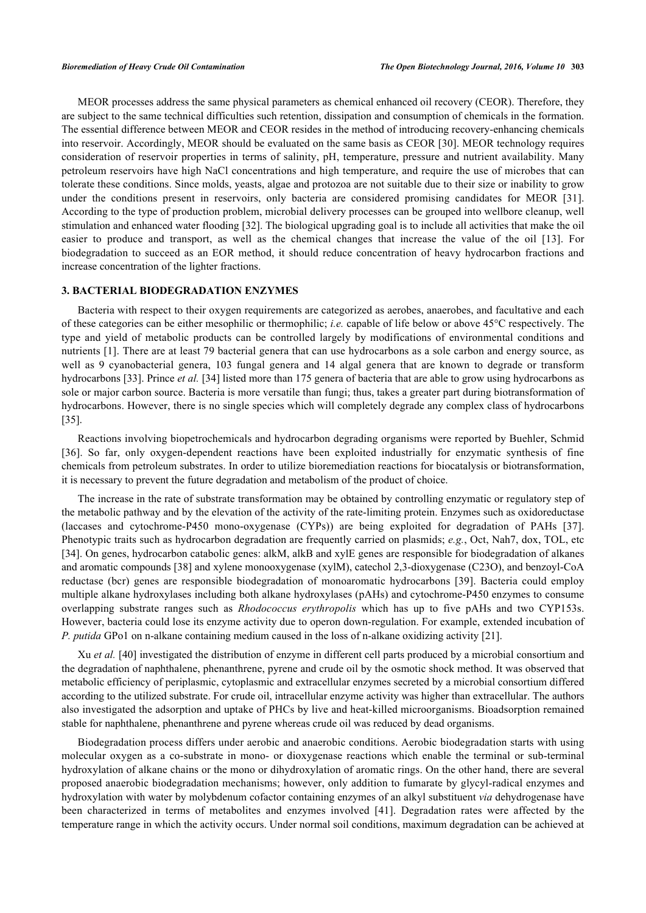MEOR processes address the same physical parameters as chemical enhanced oil recovery (CEOR). Therefore, they are subject to the same technical difficulties such retention, dissipation and consumption of chemicals in the formation. The essential difference between MEOR and CEOR resides in the method of introducing recovery-enhancing chemicals into reservoir. Accordingly, MEOR should be evaluated on the same basis as CEOR [30]. MEOR technology requires consideration of reservoir properties in terms of salinity, pH, temperature, pressure and nutrient availability. Many petroleum reservoirs have high NaCl concentrations and high temperature, and require the use of microbes that can tolerate these conditions. Since molds, yeasts, algae and protozoa are not suitable due to their size or inability to grow under the conditions present in reservoirs, only bacteria are considered promising candidates for MEOR [31]. According to the type of production problem, microbial delivery processes can be grouped into wellbore cleanup, well stimulation and enhanced water flooding [32]. The biological upgrading goal is to include all activities that make the oil easier to produce and transport, as well as the chemical changes that increase the value of the oil [13]. For biodegradation to succeed as an EOR method, it should reduce concentration of heavy hydrocarbon fractions and increase concentration of the lighter fractions.

## 3. BACTERIAL BIODEGRADATION ENZYMES

Bacteria with respect to their oxygen requirements are categorized as aerobes, anaerobes, and facultative and each of these categories can be either mesophilic or thermophilic; *i.e.* capable of life below or above 45°C respectively. The type and yield of metabolic products can be controlled largely by modifications of environmental conditions and nutrients [1]. There are at least 79 bacterial genera that can use hydrocarbons as a sole carbon and energy source, as well as 9 cyanobacterial genera, 103 fungal genera and 14 algal genera that are known to degrade or transform hydrocarbons [33]. Prince *et al.* [34] listed more than 175 genera of bacteria that are able to grow using hydrocarbons as sole or major carbon source. Bacteria is more versatile than fungi; thus, takes a greater part during biotransformation of hydrocarbons. However, there is no single species which will completely degrade any complex class of hydrocarbons [35].

Reactions involving biopetrochemicals and hydrocarbon degrading organisms were reported by Buehler, Schmid [36]. So far, only oxygen-dependent reactions have been exploited industrially for enzymatic synthesis of fine chemicals from petroleum substrates. In order to utilize bioremediation reactions for biocatalysis or biotransformation, it is necessary to prevent the future degradation and metabolism of the product of choice.

The increase in the rate of substrate transformation may be obtained by controlling enzymatic or regulatory step of the metabolic pathway and by the elevation of the activity of the rate-limiting protein. Enzymes such as oxidoreductase (laccases and cytochrome-P450 mono-oxygenase (CYPs)) are being exploited for degradation of PAHs [37]. Phenotypic traits such as hydrocarbon degradation are frequently carried on plasmids; *e.g.*, Oct, Nah7, dox, TOL, etc [34]. On genes, hydrocarbon catabolic genes: alkM, alkB and xylE genes are responsible for biodegradation of alkanes and aromatic compounds [38] and xylene monooxygenase (xylM), catechol 2,3-dioxygenase (C23O), and benzoyl-CoA reductase (bcr) genes are responsible biodegradation of monoaromatic hydrocarbons [39]. Bacteria could employ multiple alkane hydroxylases including both alkane hydroxylases (pAHs) and cytochrome-P450 enzymes to consume overlapping substrate ranges such as *Rhodococcus erythropolis* which has up to five pAHs and two CYP153s. However, bacteria could lose its enzyme activity due to operon down-regulation. For example, extended incubation of *P. putida* GPo1 on n-alkane containing medium caused in the loss of n-alkane oxidizing activity [21].

Xu *et al.* [40] investigated the distribution of enzyme in different cell parts produced by a microbial consortium and the degradation of naphthalene, phenanthrene, pyrene and crude oil by the osmotic shock method. It was observed that metabolic efficiency of periplasmic, cytoplasmic and extracellular enzymes secreted by a microbial consortium differed according to the utilized substrate. For crude oil, intracellular enzyme activity was higher than extracellular. The authors also investigated the adsorption and uptake of PHCs by live and heat-killed microorganisms. Bioadsorption remained stable for naphthalene, phenanthrene and pyrene whereas crude oil was reduced by dead organisms.

Biodegradation process differs under aerobic and anaerobic conditions. Aerobic biodegradation starts with using molecular oxygen as a co-substrate in mono- or dioxygenase reactions which enable the terminal or sub-terminal hydroxylation of alkane chains or the mono or dihydroxylation of aromatic rings. On the other hand, there are several proposed anaerobic biodegradation mechanisms; however, only addition to fumarate by glycyl-radical enzymes and hydroxylation with water by molybdenum cofactor containing enzymes of an alkyl substituent *via* dehydrogenase have been characterized in terms of metabolites and enzymes involved [41]. Degradation rates were affected by the temperature range in which the activity occurs. Under normal soil conditions, maximum degradation can be achieved at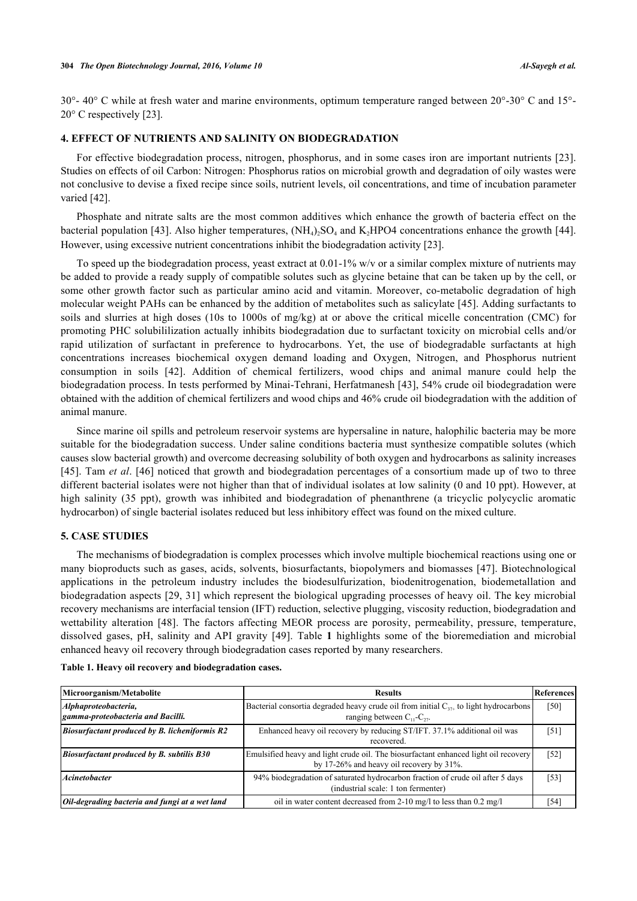30°- 40° C while at fresh water and marine environments, optimum temperature ranged between 20°-30° C and 15°-20° C respectively [23].

## 4. EFFECT OF NUTRIENTS AND SALINITY ON BIODEGRADATION

For effective biodegradation process, nitrogen, phosphorus, and in some cases iron are important nutrients [23]. Studies on effects of oil Carbon: Nitrogen: Phosphorus ratios on microbial growth and degradation of oily wastes were not conclusive to devise a fixed recipe since soils, nutrient levels, oil concentrations, and time of incubation parameter varied [42].

Phosphate and nitrate salts are the most common additives which enhance the growth of bacteria effect on the bacterial population [43]. Also higher temperatures, $(NH_4)_2SO_4$ and $K_2HPO4$ concentrations enhance the growth [44]. However, using excessive nutrient concentrations inhibit the biodegradation activity [23].

To speed up the biodegradation process, yeast extract at 0.01-1% w/v or a similar complex mixture of nutrients may be added to provide a ready supply of compatible solutes such as glycine betaine that can be taken up by the cell, or some other growth factor such as particular amino acid and vitamin. Moreover, co-metabolic degradation of high molecular weight PAHs can be enhanced by the addition of metabolites such as salicylate [45]. Adding surfactants to soils and slurries at high doses (10s to 1000s of mg/kg) at or above the critical micelle concentration (CMC) for promoting PHC solubililization actually inhibits biodegradation due to surfactant toxicity on microbial cells and/or rapid utilization of surfactant in preference to hydrocarbons. Yet, the use of biodegradable surfactants at high concentrations increases biochemical oxygen demand loading and Oxygen, Nitrogen, and Phosphorus nutrient consumption in soils [42]. Addition of chemical fertilizers, wood chips and animal manure could help the biodegradation process. In tests performed by Minai-Tehrani, Herfatmanesh [43], 54% crude oil biodegradation were obtained with the addition of chemical fertilizers and wood chips and 46% crude oil biodegradation with the addition of animal manure.

Since marine oil spills and petroleum reservoir systems are hypersaline in nature, halophilic bacteria may be more suitable for the biodegradation success. Under saline conditions bacteria must synthesize compatible solutes (which causes slow bacterial growth) and overcome decreasing solubility of both oxygen and hydrocarbons as salinity increases [45]. Tam *et al*. [46] noticed that growth and biodegradation percentages of a consortium made up of two to three different bacterial isolates were not higher than that of individual isolates at low salinity (0 and 10 ppt). However, at high salinity (35 ppt), growth was inhibited and biodegradation of phenanthrene (a tricyclic polycyclic aromatic hydrocarbon) of single bacterial isolates reduced but less inhibitory effect was found on the mixed culture.

## 5. CASE STUDIES

The mechanisms of biodegradation is complex processes which involve multiple biochemical reactions using one or many bioproducts such as gases, acids, solvents, biosurfactants, biopolymers and biomasses [47]. Biotechnological applications in the petroleum industry includes the biodesulfurization, biodenitrogenation, biodemetallation and biodegradation aspects [29, 31] which represent the biological upgrading processes of heavy oil. The key microbial recovery mechanisms are interfacial tension (IFT) reduction, selective plugging, viscosity reduction, biodegradation and wettability alteration [48]. The factors affecting MEOR process are porosity, permeability, pressure, temperature, dissolved gases, pH, salinity and API gravity [49]. Table **1** highlights some of the bioremediation and microbial enhanced heavy oil recovery through biodegradation cases reported by many researchers.

**Table 1. Heavy oil recovery and biodegradation cases.**

| Microorganism/Metabolite | Results | References |
|---|---|---|
| ***Alphaproteobacteria, gamma-proteobacteria and Bacilli.*** | Bacterial consortia degraded heavy crude oil from initial $C_{37+}$ to light hydrocarbons ranging between $C_{11}$-$C_{27}$. | [50] |
| ***Biosurfactant produced by B. licheniformis R2*** | Enhanced heavy oil recovery by reducing ST/IFT. 37.1% additional oil was recovered. | [51] |
| ***Biosurfactant produced by B. subtilis B30*** | Emulsified heavy and light crude oil. The biosurfactant enhanced light oil recovery by 17-26% and heavy oil recovery by 31%. | [52] |
| ***Acinetobacter*** | 94% biodegradation of saturated hydrocarbon fraction of crude oil after 5 days (industrial scale: 1 ton fermenter) | [53] |
| ***Oil-degrading bacteria and fungi at a wet land*** | oil in water content decreased from 2-10 mg/l to less than 0.2 mg/l | [54] |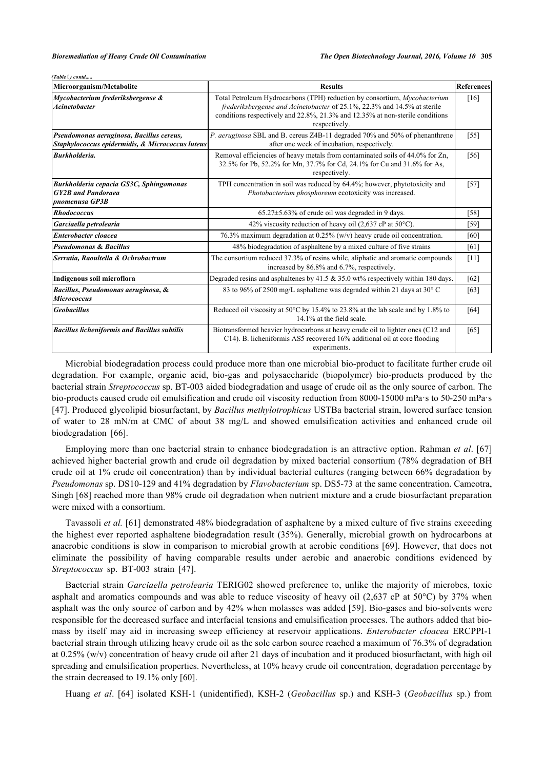*(Table ) contd.....*

| Microorganism/Metabolite | Results | References |
|---|---|---|
| ***Mycobacterium frederiksbergense & Acinetobacter*** | Total Petroleum Hydrocarbons (TPH) reduction by consortium, *Mycobacterium frederiksbergense and Acinetobacter* of 25.1%, 22.3% and 14.5% at sterile conditions respectively and 22.8%, 21.3% and 12.35% at non-sterile conditions respectively. | [16] |
| ***Pseudomonas aeruginosa, Bacillus cereus, Staphylococcus epidermidis, & Micrococcus luteus*** | *P. aeruginosa* SBL and B. cereus Z4B-11 degraded 70% and 50% of phenanthrene after one week of incubation, respectively. | [55] |
| ***Burkholderia.*** | Removal efficiencies of heavy metals from contaminated soils of 44.0% for Zn, 32.5% for Pb, 52.2% for Mn, 37.7% for Cd, 24.1% for Cu and 31.6% for As, respectively. | [56] |
| ***Burkholderia cepacia GS3C, Sphingomonas GY2B and Pandoraea pnomenusa GP3B*** | TPH concentration in soil was reduced by 64.4%; however, phytotoxicity and *Photobacterium phosphoreum* ecotoxicity was increased. | [57] |
| ***Rhodococcus*** | 65.27±5.63% of crude oil was degraded in 9 days. | [58] |
| ***Garciaella petrolearia*** | 42% viscosity reduction of heavy oil (2,637 cP at 50°C). | [59] |
| ***Enterobacter cloacea*** | 76.3% maximum degradation at 0.25% (w/v) heavy crude oil concentration. | [60] |
| ***Pseudomonas & Bacillus*** | 48% biodegradation of asphaltene by a mixed culture of five strains | [61] |
| ***Serratia, Raoultella & Ochrobactrum*** | The consortium reduced 37.3% of resins while, aliphatic and aromatic compounds increased by 86.8% and 6.7%, respectively. | [11] |
| **Indigenous soil microflora** | Degraded resins and asphaltenes by 41.5 & 35.0 wt% respectively within 180 days. | [62] |
| ***Bacillus, Pseudomonas aeruginosa, & Micrococcus*** | 83 to 96% of 2500 mg/L asphaltene was degraded within 21 days at 30° C | [63] |
| ***Geobacillus*** | Reduced oil viscosity at 50°C by 15.4% to 23.8% at the lab scale and by 1.8% to 14.1% at the field scale. | [64] |
| ***Bacillus licheniformis and Bacillus subtilis*** | Biotransformed heavier hydrocarbons at heavy crude oil to lighter ones (C12 and C14). B. licheniformis AS5 recovered 16% additional oil at core flooding experiments. | [65] |

Microbial biodegradation process could produce more than one microbial bio-product to facilitate further crude oil degradation. For example, organic acid, bio-gas and polysaccharide (biopolymer) bio-products produced by the bacterial strain *Streptococcus* sp. BT-003 aided biodegradation and usage of crude oil as the only source of carbon. The bio-products caused crude oil emulsification and crude oil viscosity reduction from 8000-15000 mPa·s to 50-250 mPa·s [47]. Produced glycolipid biosurfactant, by *Bacillus methylotrophicus* USTBa bacterial strain, lowered surface tension of water to 28 mN/m at CMC of about 38 mg/L and showed emulsification activities and enhanced crude oil biodegradation [66].

Employing more than one bacterial strain to enhance biodegradation is an attractive option. Rahman *et al*. [67] achieved higher bacterial growth and crude oil degradation by mixed bacterial consortium (78% degradation of BH crude oil at 1% crude oil concentration) than by individual bacterial cultures (ranging between 66% degradation by *Pseudomonas* sp. DS10-129 and 41% degradation by *Flavobacterium* sp. DS5-73 at the same concentration. Cameotra, Singh [68] reached more than 98% crude oil degradation when nutrient mixture and a crude biosurfactant preparation were mixed with a consortium.

Tavassoli *et al.* [61] demonstrated 48% biodegradation of asphaltene by a mixed culture of five strains exceeding the highest ever reported asphaltene biodegradation result (35%). Generally, microbial growth on hydrocarbons at anaerobic conditions is slow in comparison to microbial growth at aerobic conditions [69]. However, that does not eliminate the possibility of having comparable results under aerobic and anaerobic conditions evidenced by *Streptococcus* sp. BT-003 strain [47].

Bacterial strain *Garciaella petrolearia* TERIG02 showed preference to, unlike the majority of microbes, toxic asphalt and aromatics compounds and was able to reduce viscosity of heavy oil (2,637 cP at 50°C) by 37% when asphalt was the only source of carbon and by 42% when molasses was added [59]. Bio-gases and bio-solvents were responsible for the decreased surface and interfacial tensions and emulsification processes. The authors added that bio-mass by itself may aid in increasing sweep efficiency at reservoir applications. *Enterobacter cloacea* ERCPPI-1 bacterial strain through utilizing heavy crude oil as the sole carbon source reached a maximum of 76.3% of degradation at 0.25% (w/v) concentration of heavy crude oil after 21 days of incubation and it produced biosurfactant, with high oil spreading and emulsification properties. Nevertheless, at 10% heavy crude oil concentration, degradation percentage by the strain decreased to 19.1% only [60].

Huang *et al*. [64] isolated KSH-1 (unidentified), KSH-2 (*Geobacillus* sp.) and KSH-3 (*Geobacillus* sp.) from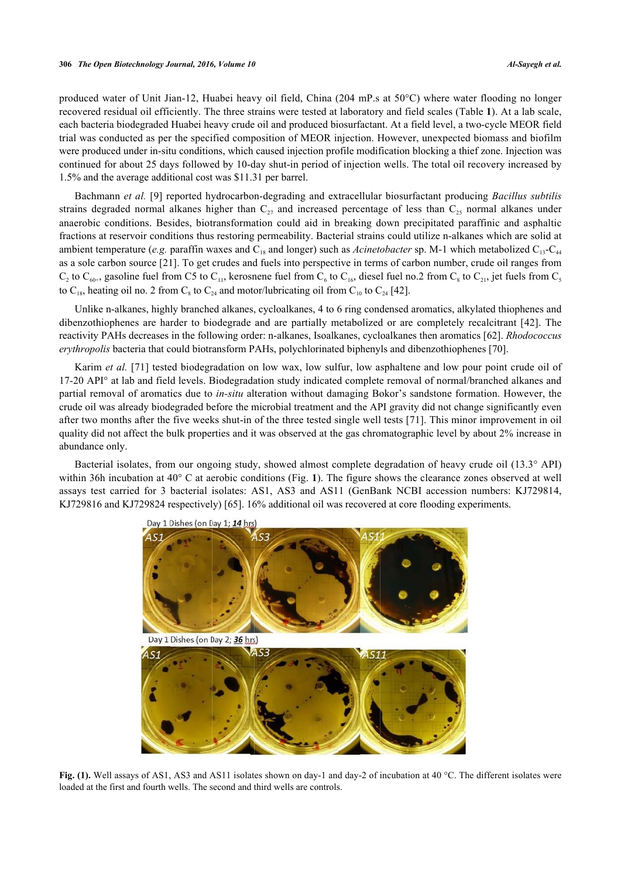produced water of Unit Jian-12, Huabei heavy oil field, China (204 mP.s at 50°C) where water flooding no longer recovered residual oil efficiently. The three strains were tested at laboratory and field scales (Table **1**). At a lab scale, each bacteria biodegraded Huabei heavy crude oil and produced biosurfactant. At a field level, a two-cycle MEOR field trial was conducted as per the specified composition of MEOR injection. However, unexpected biomass and biofilm were produced under in-situ conditions, which caused injection profile modification blocking a thief zone. Injection was continued for about 25 days followed by 10-day shut-in period of injection wells. The total oil recovery increased by 1.5% and the average additional cost was $11.31 per barrel.

Bachmann *et al.* [9] reported hydrocarbon-degrading and extracellular biosurfactant producing *Bacillus subtilis* strains degraded normal alkanes higher than $C_{27}$ and increased percentage of less than $C_{25}$ normal alkanes under anaerobic conditions. Besides, biotransformation could aid in breaking down precipitated paraffinic and asphaltic fractions at reservoir conditions thus restoring permeability. Bacterial strains could utilize n-alkanes which are solid at ambient temperature (*e.g.* paraffin waxes and $C_{18}$ and longer) such as *Acinetobacter* sp. M-1 which metabolized $C_{13}$-$C_{44}$ as a sole carbon source [21]. To get crudes and fuels into perspective in terms of carbon number, crude oil ranges from $C_2$ to $C_{60+}$, gasoline fuel from C5 to $C_{11}$, kerosnene fuel from $C_6$ to $C_{16}$, diesel fuel no.2 from $C_8$ to $C_{21}$, jet fuels from $C_5$ to $C_{18}$, heating oil no. 2 from $C_8$ to $C_{24}$ and motor/lubricating oil from $C_{10}$ to $C_{24}$ [42].

Unlike n-alkanes, highly branched alkanes, cycloalkanes, 4 to 6 ring condensed aromatics, alkylated thiophenes and dibenzothiophenes are harder to biodegrade and are partially metabolized or are completely recalcitrant [42]. The reactivity PAHs decreases in the following order: n-alkanes, Isoalkanes, cycloalkanes then aromatics [62]. *Rhodococcus erythropolis* bacteria that could biotransform PAHs, polychlorinated biphenyls and dibenzothiophenes [70].

Karim *et al.* [71] tested biodegradation on low wax, low sulfur, low asphaltene and low pour point crude oil of 17-20 API° at lab and field levels. Biodegradation study indicated complete removal of normal/branched alkanes and partial removal of aromatics due to *in-situ* alteration without damaging Bokor's sandstone formation. However, the crude oil was already biodegraded before the microbial treatment and the API gravity did not change significantly even after two months after the five weeks shut-in of the three tested single well tests [71]. This minor improvement in oil quality did not affect the bulk properties and it was observed at the gas chromatographic level by about 2% increase in abundance only.

Bacterial isolates, from our ongoing study, showed almost complete degradation of heavy crude oil (13.3° API) within 36h incubation at 40° C at aerobic conditions (Fig. **1**). The figure shows the clearance zones observed at well assays test carried for 3 bacterial isolates: AS1, AS3 and AS11 (GenBank NCBI accession numbers: KJ729814, KJ729816 and KJ729824 respectively) [65]. 16% additional oil was recovered at core flooding experiments.

**Fig. (1).** Well assays of AS1, AS3 and AS11 isolates shown on day-1 and day-2 of incubation at 40 °C. The different isolates were loaded at the first and fourth wells. The second and third wells are controls.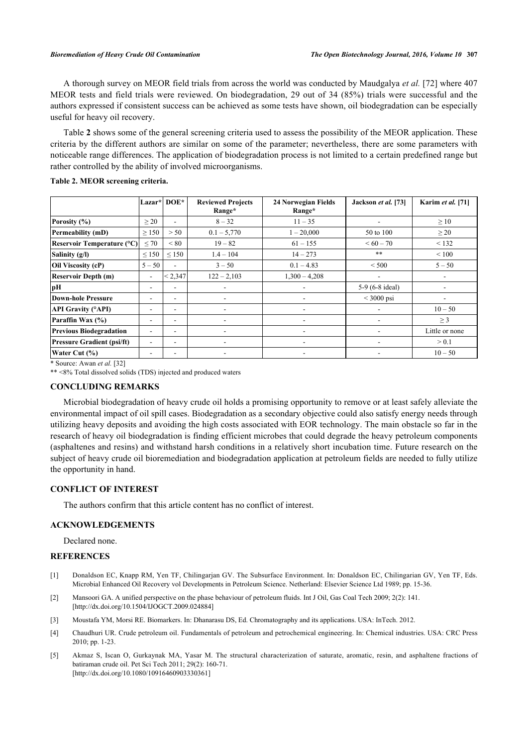A thorough survey on MEOR field trials from across the world was conducted by Maudgalya *et al.* [72] where 407 MEOR tests and field trials were reviewed. On biodegradation, 29 out of 34 (85%) trials were successful and the authors expressed if consistent success can be achieved as some tests have shown, oil biodegradation can be especially useful for heavy oil recovery.

Table **2** shows some of the general screening criteria used to assess the possibility of the MEOR application. These criteria by the different authors are similar on some of the parameter; nevertheless, there are some parameters with noticeable range differences. The application of biodegradation process is not limited to a certain predefined range but rather controlled by the ability of involved microorganisms.

**Table 2. MEOR screening criteria.**

| | Lazar* | DOE* | Reviewed Projects Range* | 24 Norwegian Fields Range* | Jackson *et al.* [73] | Karim *et al.* [71] |
|---|---|---|---|---|---|---|
| **Porosity (%)** | ≥ 20 | - | 8 – 32 | 11 – 35 | - | ≥ 10 |
| **Permeability (mD)** | ≥ 150 | > 50 | 0.1 – 5,770 | 1 – 20,000 | 50 to 100 | ≥ 20 |
| **Reservoir Temperature (°C)** | ≤ 70 | < 80 | 19 – 82 | 61 – 155 | < 60 – 70 | < 132 |
| **Salinity (g/l)** | ≤ 150 | ≤ 150 | 1.4 – 104 | 14 – 273 | ** | < 100 |
| **Oil Viscosity (cP)** | 5 – 50 | - | 3 – 50 | 0.1 – 4.83 | < 500 | 5 – 50 |
| **Reservoir Depth (m)** | - | < 2,347 | 122 – 2,103 | 1,300 – 4,208 | - | - |
| **pH** | - | - | - | - | 5-9 (6-8 ideal) | - |
| **Down-hole Pressure** | - | - | - | - | < 3000 psi | - |
| **API Gravity (°API)** | - | - | - | - | - | 10 – 50 |
| **Paraffin Wax (%)** | - | - | - | - | - | ≥ 3 |
| **Previous Biodegradation** | - | - | - | - | - | Little or none |
| **Pressure Gradient (psi/ft)** | - | - | - | - | - | > 0.1 |
| **Water Cut (%)** | - | - | - | - | - | 10 – 50 |

\* Source: Awan *et al.* [32]

\*\* <8% Total dissolved solids (TDS) injected and produced waters

## CONCLUDING REMARKS

Microbial biodegradation of heavy crude oil holds a promising opportunity to remove or at least safely alleviate the environmental impact of oil spill cases. Biodegradation as a secondary objective could also satisfy energy needs through utilizing heavy deposits and avoiding the high costs associated with EOR technology. The main obstacle so far in the research of heavy oil biodegradation is finding efficient microbes that could degrade the heavy petroleum components (asphaltenes and resins) and withstand harsh conditions in a relatively short incubation time. Future research on the subject of heavy crude oil bioremediation and biodegradation application at petroleum fields are needed to fully utilize the opportunity in hand.

## CONFLICT OF INTEREST

The authors confirm that this article content has no conflict of interest.

## ACKNOWLEDGEMENTS

Declared none.

## REFERENCES

[1] Donaldson EC, Knapp RM, Yen TF, Chilingarjan GV. The Subsurface Environment. In: Donaldson EC, Chilingarian GV, Yen TF, Eds. Microbial Enhanced Oil Recovery vol Developments in Petroleum Science. Netherland: Elsevier Science Ltd 1989; pp. 15-36.

[2] Mansoori GA. A unified perspective on the phase behaviour of petroleum fluids. Int J Oil, Gas Coal Tech 2009; 2(2): 141. [http://dx.doi.org/10.1504/IJOGCT.2009.024884]

[3] Moustafa YM, Morsi RE. Biomarkers. In: Dhanarasu DS, Ed. Chromatography and its applications. USA: InTech. 2012.

[4] Chaudhuri UR. Crude petroleum oil. Fundamentals of petroleum and petrochemical engineering. In: Chemical industries. USA: CRC Press 2010; pp. 1-23.

[5] Akmaz S, Iscan O, Gurkaynak MA, Yasar M. The structural characterization of saturate, aromatic, resin, and asphaltene fractions of batiraman crude oil. Pet Sci Tech 2011; 29(2): 160-71. [http://dx.doi.org/10.1080/10916460903330361]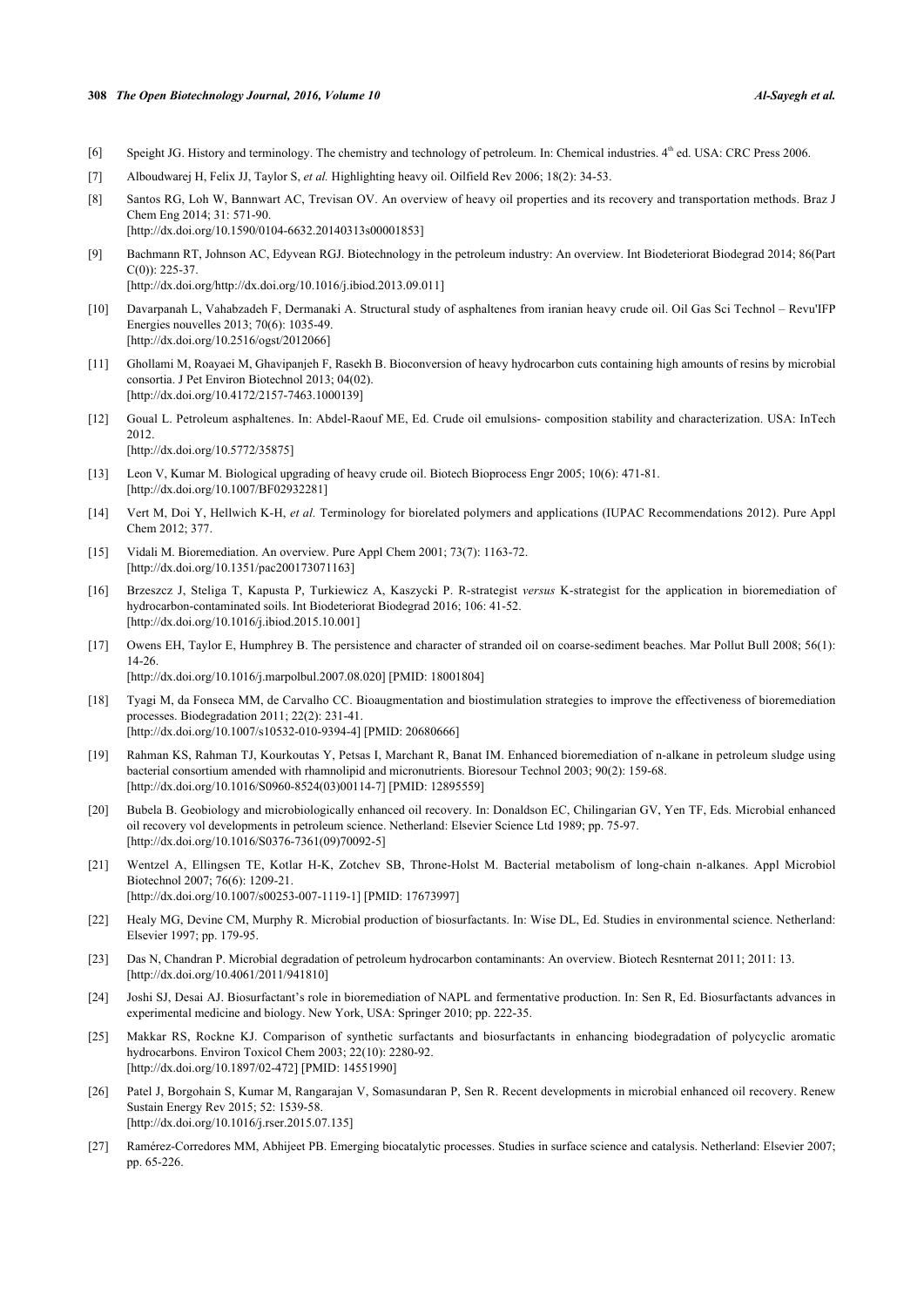[6] Speight JG. History and terminology. The chemistry and technology of petroleum. In: Chemical industries. 4th ed. USA: CRC Press 2006.

[7] Alboudwarej H, Felix JJ, Taylor S, *et al.* Highlighting heavy oil. Oilfield Rev 2006; 18(2): 34-53.

[8] Santos RG, Loh W, Bannwart AC, Trevisan OV. An overview of heavy oil properties and its recovery and transportation methods. Braz J Chem Eng 2014; 31: 571-90.
[http://dx.doi.org/10.1590/0104-6632.20140313s00001853]

[9] Bachmann RT, Johnson AC, Edyvean RGJ. Biotechnology in the petroleum industry: An overview. Int Biodeteriorat Biodegrad 2014; 86(Part C(0)): 225-37.
[http://dx.doi.org/http://dx.doi.org/10.1016/j.ibiod.2013.09.011]

[10] Davarpanah L, Vahabzadeh F, Dermanaki A. Structural study of asphaltenes from iranian heavy crude oil. Oil Gas Sci Technol – Revu'IFP Energies nouvelles 2013; 70(6): 1035-49.
[http://dx.doi.org/10.2516/ogst/2012066]

[11] Ghollami M, Roayaei M, Ghavipanjeh F, Rasekh B. Bioconversion of heavy hydrocarbon cuts containing high amounts of resins by microbial consortia. J Pet Environ Biotechnol 2013; 04(02).
[http://dx.doi.org/10.4172/2157-7463.1000139]

[12] Goual L. Petroleum asphaltenes. In: Abdel-Raouf ME, Ed. Crude oil emulsions- composition stability and characterization. USA: InTech 2012.
[http://dx.doi.org/10.5772/35875]

[13] Leon V, Kumar M. Biological upgrading of heavy crude oil. Biotech Bioprocess Engr 2005; 10(6): 471-81.
[http://dx.doi.org/10.1007/BF02932281]

[14] Vert M, Doi Y, Hellwich K-H, *et al.* Terminology for biorelated polymers and applications (IUPAC Recommendations 2012). Pure Appl Chem 2012; 377.

[15] Vidali M. Bioremediation. An overview. Pure Appl Chem 2001; 73(7): 1163-72.
[http://dx.doi.org/10.1351/pac200173071163]

[16] Brzeszcz J, Steliga T, Kapusta P, Turkiewicz A, Kaszycki P. R-strategist *versus* K-strategist for the application in bioremediation of hydrocarbon-contaminated soils. Int Biodeteriorat Biodegrad 2016; 106: 41-52.
[http://dx.doi.org/10.1016/j.ibiod.2015.10.001]

[17] Owens EH, Taylor E, Humphrey B. The persistence and character of stranded oil on coarse-sediment beaches. Mar Pollut Bull 2008; 56(1): 14-26.
[http://dx.doi.org/10.1016/j.marpolbul.2007.08.020] [PMID: 18001804]

[18] Tyagi M, da Fonseca MM, de Carvalho CC. Bioaugmentation and biostimulation strategies to improve the effectiveness of bioremediation processes. Biodegradation 2011; 22(2): 231-41.
[http://dx.doi.org/10.1007/s10532-010-9394-4] [PMID: 20680666]

[19] Rahman KS, Rahman TJ, Kourkoutas Y, Petsas I, Marchant R, Banat IM. Enhanced bioremediation of n-alkane in petroleum sludge using bacterial consortium amended with rhamnolipid and micronutrients. Bioresour Technol 2003; 90(2): 159-68.
[http://dx.doi.org/10.1016/S0960-8524(03)00114-7] [PMID: 12895559]

[20] Bubela B. Geobiology and microbiologically enhanced oil recovery. In: Donaldson EC, Chilingarian GV, Yen TF, Eds. Microbial enhanced oil recovery vol developments in petroleum science. Netherland: Elsevier Science Ltd 1989; pp. 75-97.
[http://dx.doi.org/10.1016/S0376-7361(09)70092-5]

[21] Wentzel A, Ellingsen TE, Kotlar H-K, Zotchev SB, Throne-Holst M. Bacterial metabolism of long-chain n-alkanes. Appl Microbiol Biotechnol 2007; 76(6): 1209-21.
[http://dx.doi.org/10.1007/s00253-007-1119-1] [PMID: 17673997]

[22] Healy MG, Devine CM, Murphy R. Microbial production of biosurfactants. In: Wise DL, Ed. Studies in environmental science. Netherland: Elsevier 1997; pp. 179-95.

[23] Das N, Chandran P. Microbial degradation of petroleum hydrocarbon contaminants: An overview. Biotech Resnternat 2011; 2011: 13.
[http://dx.doi.org/10.4061/2011/941810]

[24] Joshi SJ, Desai AJ. Biosurfactant's role in bioremediation of NAPL and fermentative production. In: Sen R, Ed. Biosurfactants advances in experimental medicine and biology. New York, USA: Springer 2010; pp. 222-35.

[25] Makkar RS, Rockne KJ. Comparison of synthetic surfactants and biosurfactants in enhancing biodegradation of polycyclic aromatic hydrocarbons. Environ Toxicol Chem 2003; 22(10): 2280-92.
[http://dx.doi.org/10.1897/02-472] [PMID: 14551990]

[26] Patel J, Borgohain S, Kumar M, Rangarajan V, Somasundaran P, Sen R. Recent developments in microbial enhanced oil recovery. Renew Sustain Energy Rev 2015; 52: 1539-58.
[http://dx.doi.org/10.1016/j.rser.2015.07.135]

[27] Ramérez-Corredores MM, Abhijeet PB. Emerging biocatalytic processes. Studies in surface science and catalysis. Netherland: Elsevier 2007; pp. 65-226.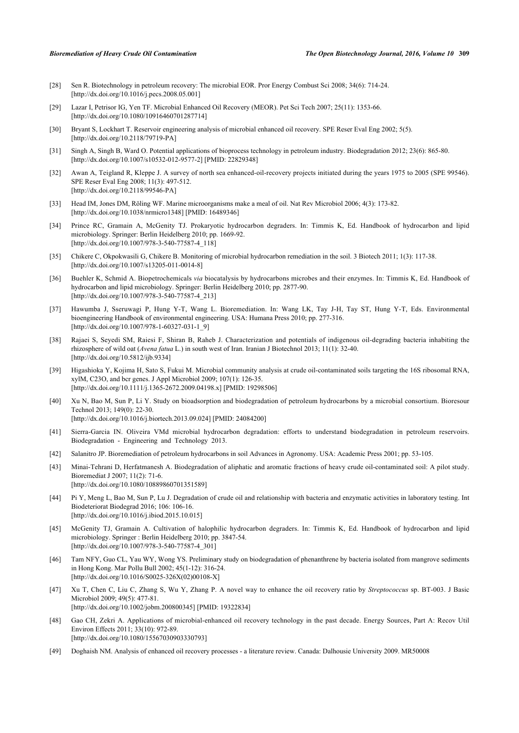[28] Sen R. Biotechnology in petroleum recovery: The microbial EOR. Pror Energy Combust Sci 2008; 34(6): 714-24. [http://dx.doi.org/10.1016/j.pecs.2008.05.001]

[29] Lazar I, Petrisor IG, Yen TF. Microbial Enhanced Oil Recovery (MEOR). Pet Sci Tech 2007; 25(11): 1353-66. [http://dx.doi.org/10.1080/10916460701287714]

[30] Bryant S, Lockhart T. Reservoir engineering analysis of microbial enhanced oil recovery. SPE Reser Eval Eng 2002; 5(5). [http://dx.doi.org/10.2118/79719-PA]

[31] Singh A, Singh B, Ward O. Potential applications of bioprocess technology in petroleum industry. Biodegradation 2012; 23(6): 865-80. [http://dx.doi.org/10.1007/s10532-012-9577-2] [PMID: 22829348]

[32] Awan A, Teigland R, Kleppe J. A survey of north sea enhanced-oil-recovery projects initiated during the years 1975 to 2005 (SPE 99546). SPE Reser Eval Eng 2008; 11(3): 497-512. [http://dx.doi.org/10.2118/99546-PA]

[33] Head IM, Jones DM, Röling WF. Marine microorganisms make a meal of oil. Nat Rev Microbiol 2006; 4(3): 173-82. [http://dx.doi.org/10.1038/nrmicro1348] [PMID: 16489346]

[34] Prince RC, Gramain A, McGenity TJ. Prokaryotic hydrocarbon degraders. In: Timmis K, Ed. Handbook of hydrocarbon and lipid microbiology. Springer: Berlin Heidelberg 2010; pp. 1669-92. [http://dx.doi.org/10.1007/978-3-540-77587-4_118]

[35] Chikere C, Okpokwasili G, Chikere B. Monitoring of microbial hydrocarbon remediation in the soil. 3 Biotech 2011; 1(3): 117-38. [http://dx.doi.org/10.1007/s13205-011-0014-8]

[36] Buehler K, Schmid A. Biopetrochemicals *via* biocatalysis by hydrocarbons microbes and their enzymes. In: Timmis K, Ed. Handbook of hydrocarbon and lipid microbiology. Springer: Berlin Heidelberg 2010; pp. 2877-90. [http://dx.doi.org/10.1007/978-3-540-77587-4_213]

[37] Hawumba J, Sseruwagi P, Hung Y-T, Wang L. Bioremediation. In: Wang LK, Tay J-H, Tay ST, Hung Y-T, Eds. Environmental bioengineering Handbook of environmental engineering. USA: Humana Press 2010; pp. 277-316. [http://dx.doi.org/10.1007/978-1-60327-031-1_9]

[38] Rajaei S, Seyedi SM, Raiesi F, Shiran B, Raheb J. Characterization and potentials of indigenous oil-degrading bacteria inhabiting the rhizosphere of wild oat (*Avena fatua* L.) in south west of Iran. Iranian J Biotechnol 2013; 11(1): 32-40. [http://dx.doi.org/10.5812/ijb.9334]

[39] Higashioka Y, Kojima H, Sato S, Fukui M. Microbial community analysis at crude oil-contaminated soils targeting the 16S ribosomal RNA, xylM, C23O, and bcr genes. J Appl Microbiol 2009; 107(1): 126-35. [http://dx.doi.org/10.1111/j.1365-2672.2009.04198.x] [PMID: 19298506]

[40] Xu N, Bao M, Sun P, Li Y. Study on bioadsorption and biodegradation of petroleum hydrocarbons by a microbial consortium. Bioresour Technol 2013; 149(0): 22-30. [http://dx.doi.org/10.1016/j.biortech.2013.09.024] [PMID: 24084200]

[41] Sierra-Garcia IN. Oliveira VMd microbial hydrocarbon degradation: efforts to understand biodegradation in petroleum reservoirs. Biodegradation - Engineering and Technology 2013.

[42] Salanitro JP. Bioremediation of petroleum hydrocarbons in soil Advances in Agronomy. USA: Academic Press 2001; pp. 53-105.

[43] Minai-Tehrani D, Herfatmanesh A. Biodegradation of aliphatic and aromatic fractions of heavy crude oil-contaminated soil: A pilot study. Bioremediat J 2007; 11(2): 71-6. [http://dx.doi.org/10.1080/10889860701351589]

[44] Pi Y, Meng L, Bao M, Sun P, Lu J. Degradation of crude oil and relationship with bacteria and enzymatic activities in laboratory testing. Int Biodeteriorat Biodegrad 2016; 106: 106-16. [http://dx.doi.org/10.1016/j.ibiod.2015.10.015]

[45] McGenity TJ, Gramain A. Cultivation of halophilic hydrocarbon degraders. In: Timmis K, Ed. Handbook of hydrocarbon and lipid microbiology. Springer : Berlin Heidelberg 2010; pp. 3847-54. [http://dx.doi.org/10.1007/978-3-540-77587-4_301]

[46] Tam NFY, Guo CL, Yau WY, Wong YS. Preliminary study on biodegradation of phenanthrene by bacteria isolated from mangrove sediments in Hong Kong. Mar Pollu Bull 2002; 45(1-12): 316-24. [http://dx.doi.org/10.1016/S0025-326X(02)00108-X]

[47] Xu T, Chen C, Liu C, Zhang S, Wu Y, Zhang P. A novel way to enhance the oil recovery ratio by *Streptococcus* sp. BT-003. J Basic Microbiol 2009; 49(5): 477-81. [http://dx.doi.org/10.1002/jobm.200800345] [PMID: 19322834]

[48] Gao CH, Zekri A. Applications of microbial-enhanced oil recovery technology in the past decade. Energy Sources, Part A: Recov Util Environ Effects 2011; 33(10): 972-89. [http://dx.doi.org/10.1080/15567030903330793]

[49] Doghaish NM. Analysis of enhanced oil recovery processes - a literature review. Canada: Dalhousie University 2009. MR50008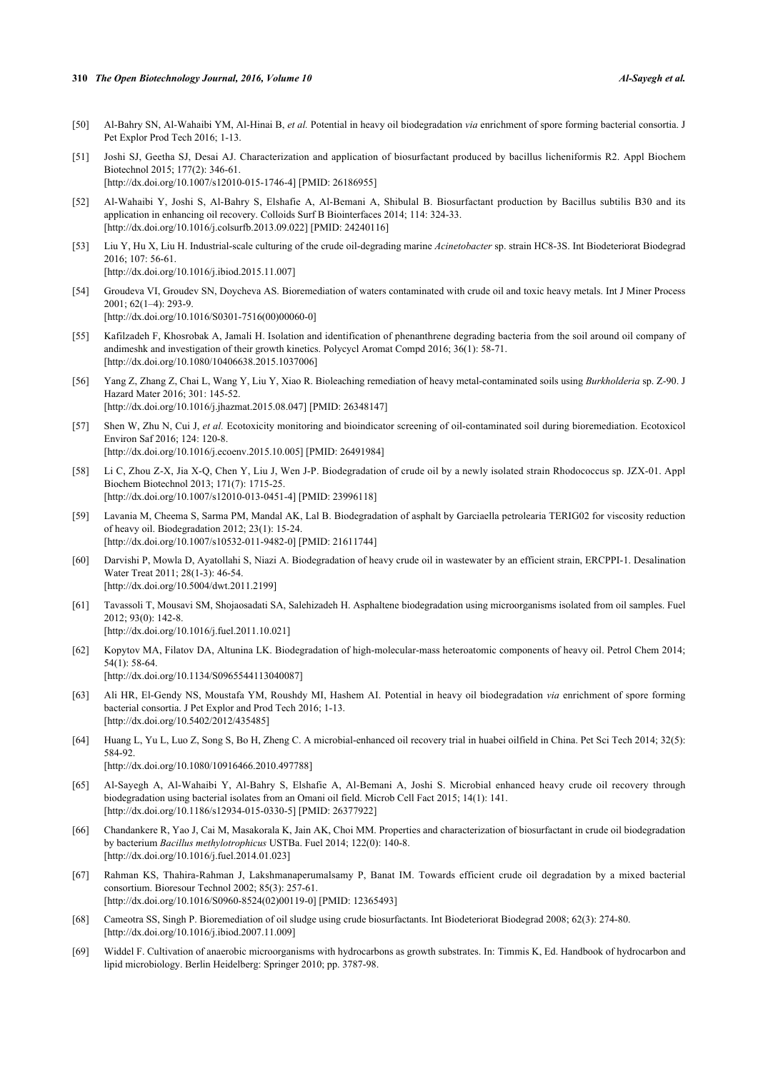[50] Al-Bahry SN, Al-Wahaibi YM, Al-Hinai B, *et al.* Potential in heavy oil biodegradation *via* enrichment of spore forming bacterial consortia. J Pet Explor Prod Tech 2016; 1-13.

[51] Joshi SJ, Geetha SJ, Desai AJ. Characterization and application of biosurfactant produced by bacillus licheniformis R2. Appl Biochem Biotechnol 2015; 177(2): 346-61.
[http://dx.doi.org/10.1007/s12010-015-1746-4] [PMID: 26186955]

[52] Al-Wahaibi Y, Joshi S, Al-Bahry S, Elshafie A, Al-Bemani A, Shibulal B. Biosurfactant production by Bacillus subtilis B30 and its application in enhancing oil recovery. Colloids Surf B Biointerfaces 2014; 114: 324-33.
[http://dx.doi.org/10.1016/j.colsurfb.2013.09.022] [PMID: 24240116]

[53] Liu Y, Hu X, Liu H. Industrial-scale culturing of the crude oil-degrading marine *Acinetobacter* sp. strain HC8-3S. Int Biodeteriorat Biodegrad 2016; 107: 56-61.
[http://dx.doi.org/10.1016/j.ibiod.2015.11.007]

[54] Groudeva VI, Groudev SN, Doycheva AS. Bioremediation of waters contaminated with crude oil and toxic heavy metals. Int J Miner Process 2001; 62(1–4): 293-9.
[http://dx.doi.org/10.1016/S0301-7516(00)00060-0]

[55] Kafilzadeh F, Khosrobak A, Jamali H. Isolation and identification of phenanthrene degrading bacteria from the soil around oil company of andimeshk and investigation of their growth kinetics. Polycycl Aromat Compd 2016; 36(1): 58-71.
[http://dx.doi.org/10.1080/10406638.2015.1037006]

[56] Yang Z, Zhang Z, Chai L, Wang Y, Liu Y, Xiao R. Bioleaching remediation of heavy metal-contaminated soils using *Burkholderia* sp. Z-90. J Hazard Mater 2016; 301: 145-52.
[http://dx.doi.org/10.1016/j.jhazmat.2015.08.047] [PMID: 26348147]

[57] Shen W, Zhu N, Cui J, *et al.* Ecotoxicity monitoring and bioindicator screening of oil-contaminated soil during bioremediation. Ecotoxicol Environ Saf 2016; 124: 120-8.
[http://dx.doi.org/10.1016/j.ecoenv.2015.10.005] [PMID: 26491984]

[58] Li C, Zhou Z-X, Jia X-Q, Chen Y, Liu J, Wen J-P. Biodegradation of crude oil by a newly isolated strain Rhodococcus sp. JZX-01. Appl Biochem Biotechnol 2013; 171(7): 1715-25.
[http://dx.doi.org/10.1007/s12010-013-0451-4] [PMID: 23996118]

[59] Lavania M, Cheema S, Sarma PM, Mandal AK, Lal B. Biodegradation of asphalt by Garciaella petrolearia TERIG02 for viscosity reduction of heavy oil. Biodegradation 2012; 23(1): 15-24.
[http://dx.doi.org/10.1007/s10532-011-9482-0] [PMID: 21611744]

[60] Darvishi P, Mowla D, Ayatollahi S, Niazi A. Biodegradation of heavy crude oil in wastewater by an efficient strain, ERCPPI-1. Desalination Water Treat 2011; 28(1-3): 46-54.
[http://dx.doi.org/10.5004/dwt.2011.2199]

[61] Tavassoli T, Mousavi SM, Shojaosadati SA, Salehizadeh H. Asphaltene biodegradation using microorganisms isolated from oil samples. Fuel 2012; 93(0): 142-8.
[http://dx.doi.org/10.1016/j.fuel.2011.10.021]

[62] Kopytov MA, Filatov DA, Altunina LK. Biodegradation of high-molecular-mass heteroatomic components of heavy oil. Petrol Chem 2014; 54(1): 58-64.
[http://dx.doi.org/10.1134/S0965544113040087]

[63] Ali HR, El-Gendy NS, Moustafa YM, Roushdy MI, Hashem AI. Potential in heavy oil biodegradation *via* enrichment of spore forming bacterial consortia. J Pet Explor and Prod Tech 2016; 1-13.
[http://dx.doi.org/10.5402/2012/435485]

[64] Huang L, Yu L, Luo Z, Song S, Bo H, Zheng C. A microbial-enhanced oil recovery trial in huabei oilfield in China. Pet Sci Tech 2014; 32(5): 584-92.
[http://dx.doi.org/10.1080/10916466.2010.497788]

[65] Al-Sayegh A, Al-Wahaibi Y, Al-Bahry S, Elshafie A, Al-Bemani A, Joshi S. Microbial enhanced heavy crude oil recovery through biodegradation using bacterial isolates from an Omani oil field. Microb Cell Fact 2015; 14(1): 141.
[http://dx.doi.org/10.1186/s12934-015-0330-5] [PMID: 26377922]

[66] Chandankere R, Yao J, Cai M, Masakorala K, Jain AK, Choi MM. Properties and characterization of biosurfactant in crude oil biodegradation by bacterium *Bacillus methylotrophicus* USTBa. Fuel 2014; 122(0): 140-8.
[http://dx.doi.org/10.1016/j.fuel.2014.01.023]

[67] Rahman KS, Thahira-Rahman J, Lakshmanaperumalsamy P, Banat IM. Towards efficient crude oil degradation by a mixed bacterial consortium. Bioresour Technol 2002; 85(3): 257-61.
[http://dx.doi.org/10.1016/S0960-8524(02)00119-0] [PMID: 12365493]

[68] Cameotra SS, Singh P. Bioremediation of oil sludge using crude biosurfactants. Int Biodeteriorat Biodegrad 2008; 62(3): 274-80.
[http://dx.doi.org/10.1016/j.ibiod.2007.11.009]

[69] Widdel F. Cultivation of anaerobic microorganisms with hydrocarbons as growth substrates. In: Timmis K, Ed. Handbook of hydrocarbon and lipid microbiology. Berlin Heidelberg: Springer 2010; pp. 3787-98.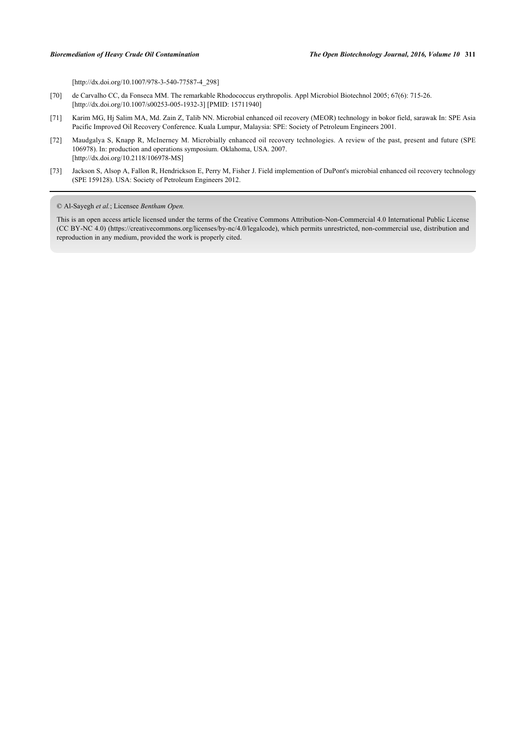[http://dx.doi.org/10.1007/978-3-540-77587-4_298]

[70] de Carvalho CC, da Fonseca MM. The remarkable Rhodococcus erythropolis. Appl Microbiol Biotechnol 2005; 67(6): 715-26. [http://dx.doi.org/10.1007/s00253-005-1932-3] [PMID: 15711940]

[71] Karim MG, Hj Salim MA, Md. Zain Z, Talib NN. Microbial enhanced oil recovery (MEOR) technology in bokor field, sarawak In: SPE Asia Pacific Improved Oil Recovery Conference. Kuala Lumpur, Malaysia: SPE: Society of Petroleum Engineers 2001.

[72] Maudgalya S, Knapp R, McInerney M. Microbially enhanced oil recovery technologies. A review of the past, present and future (SPE 106978). In: production and operations symposium. Oklahoma, USA. 2007. [http://dx.doi.org/10.2118/106978-MS]

[73] Jackson S, Alsop A, Fallon R, Hendrickson E, Perry M, Fisher J. Field implemention of DuPont's microbial enhanced oil recovery technology (SPE 159128). USA: Society of Petroleum Engineers 2012.

---

© Al-Sayegh *et al.*; Licensee *Bentham Open.*

This is an open access article licensed under the terms of the Creative Commons Attribution-Non-Commercial 4.0 International Public License (CC BY-NC 4.0) (https://creativecommons.org/licenses/by-nc/4.0/legalcode), which permits unrestricted, non-commercial use, distribution and reproduction in any medium, provided the work is properly cited.